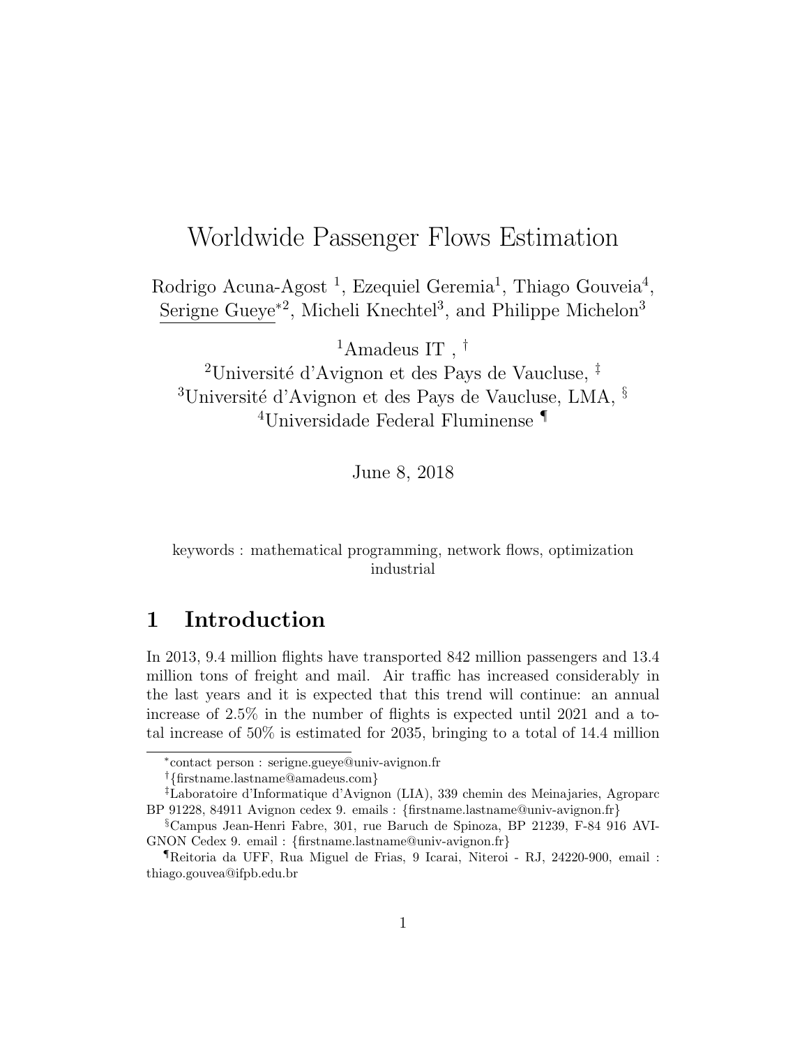# Worldwide Passenger Flows Estimation

Rodrigo Acuna-Agost [1], Ezequiel Geremia[1], Thiago Gouveia[4], Serigne Gueye[*2], Micheli Knechtel[3], and Philippe Michelon[3]

[1]Amadeus IT , [†]
[2]Université d'Avignon et des Pays de Vaucluse, [‡]
[3]Université d'Avignon et des Pays de Vaucluse, LMA, [§]
[4]Universidade Federal Fluminense [¶]

June 8, 2018

keywords : mathematical programming, network flows, optimization industrial

## 1 Introduction

In 2013, 9.4 million flights have transported 842 million passengers and 13.4 million tons of freight and mail. Air traffic has increased considerably in the last years and it is expected that this trend will continue: an annual increase of 2.5% in the number of flights is expected until 2021 and a total increase of 50% is estimated for 2035, bringing to a total of 14.4 million

---

[*]contact person : serigne.gueye@univ-avignon.fr

[†]{firstname.lastname@amadeus.com}

[‡]Laboratoire d'Informatique d'Avignon (LIA), 339 chemin des Meinajaries, Agroparc BP 91228, 84911 Avignon cedex 9. emails : {firstname.lastname@univ-avignon.fr}

[§]Campus Jean-Henri Fabre, 301, rue Baruch de Spinoza, BP 21239, F-84 916 AVIGNON Cedex 9. email : {firstname.lastname@univ-avignon.fr}

[¶]Reitoria da UFF, Rua Miguel de Frias, 9 Icarai, Niteroi - RJ, 24220-900, email : thiago.gouvea@ifpb.edu.br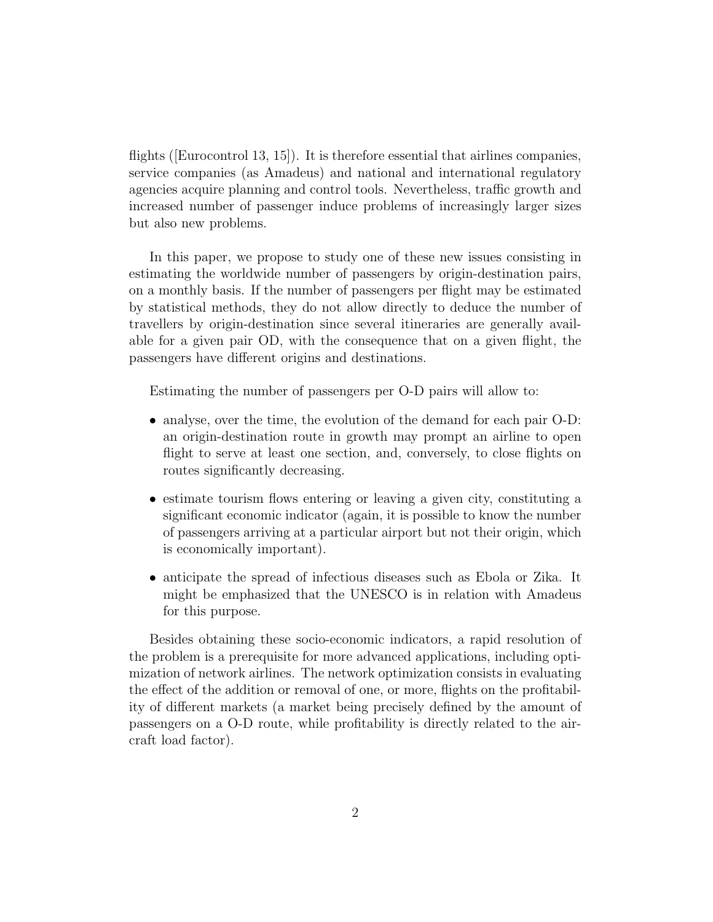flights ([Eurocontrol 13, 15]). It is therefore essential that airlines companies, service companies (as Amadeus) and national and international regulatory agencies acquire planning and control tools. Nevertheless, traffic growth and increased number of passenger induce problems of increasingly larger sizes but also new problems.

In this paper, we propose to study one of these new issues consisting in estimating the worldwide number of passengers by origin-destination pairs, on a monthly basis. If the number of passengers per flight may be estimated by statistical methods, they do not allow directly to deduce the number of travellers by origin-destination since several itineraries are generally available for a given pair OD, with the consequence that on a given flight, the passengers have different origins and destinations.

Estimating the number of passengers per O-D pairs will allow to:

- analyse, over the time, the evolution of the demand for each pair O-D: an origin-destination route in growth may prompt an airline to open flight to serve at least one section, and, conversely, to close flights on routes significantly decreasing.
- estimate tourism flows entering or leaving a given city, constituting a significant economic indicator (again, it is possible to know the number of passengers arriving at a particular airport but not their origin, which is economically important).
- anticipate the spread of infectious diseases such as Ebola or Zika. It might be emphasized that the UNESCO is in relation with Amadeus for this purpose.

Besides obtaining these socio-economic indicators, a rapid resolution of the problem is a prerequisite for more advanced applications, including optimization of network airlines. The network optimization consists in evaluating the effect of the addition or removal of one, or more, flights on the profitability of different markets (a market being precisely defined by the amount of passengers on a O-D route, while profitability is directly related to the aircraft load factor).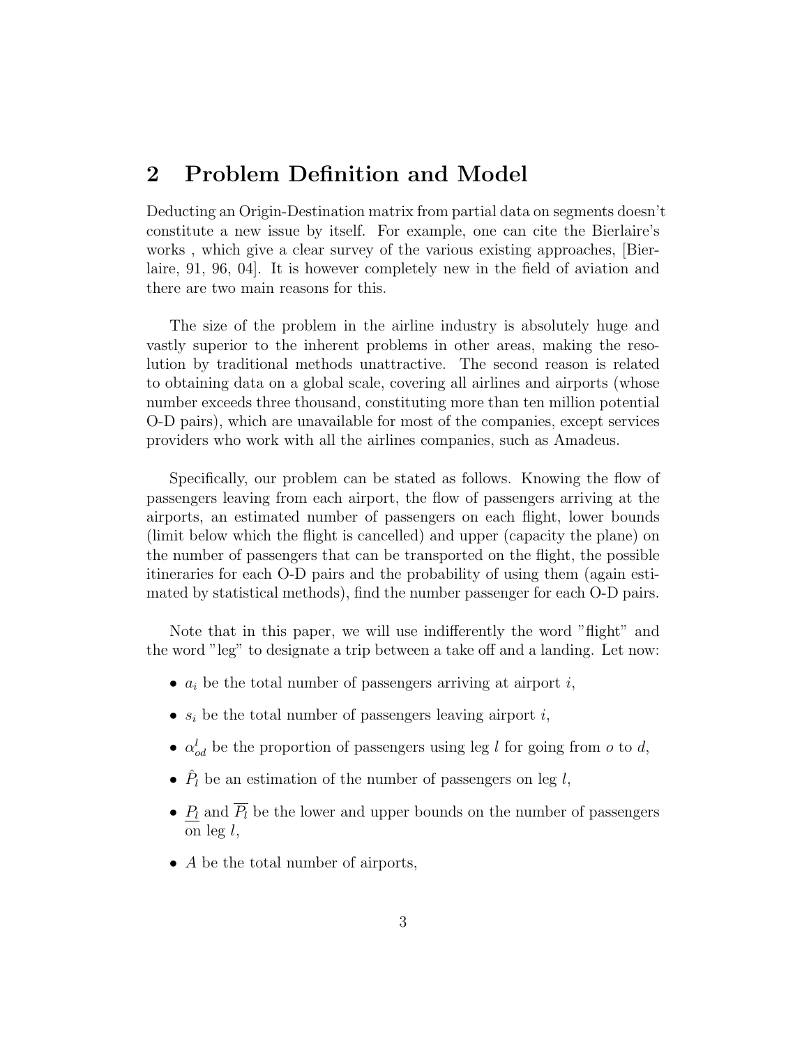## 2 Problem Definition and Model

Deducting an Origin-Destination matrix from partial data on segments doesn't constitute a new issue by itself. For example, one can cite the Bierlaire's works , which give a clear survey of the various existing approaches, [Bierlaire, 91, 96, 04]. It is however completely new in the field of aviation and there are two main reasons for this.

The size of the problem in the airline industry is absolutely huge and vastly superior to the inherent problems in other areas, making the resolution by traditional methods unattractive. The second reason is related to obtaining data on a global scale, covering all airlines and airports (whose number exceeds three thousand, constituting more than ten million potential O-D pairs), which are unavailable for most of the companies, except services providers who work with all the airlines companies, such as Amadeus.

Specifically, our problem can be stated as follows. Knowing the flow of passengers leaving from each airport, the flow of passengers arriving at the airports, an estimated number of passengers on each flight, lower bounds (limit below which the flight is cancelled) and upper (capacity the plane) on the number of passengers that can be transported on the flight, the possible itineraries for each O-D pairs and the probability of using them (again estimated by statistical methods), find the number passenger for each O-D pairs.

Note that in this paper, we will use indifferently the word "flight" and the word "leg" to designate a trip between a take off and a landing. Let now:

- $a_i$ be the total number of passengers arriving at airport $i$,
- $s_i$ be the total number of passengers leaving airport $i$,
- $\alpha_{od}^{l}$ be the proportion of passengers using leg $l$ for going from $o$ to $d$,
- $\hat{P}_l$ be an estimation of the number of passengers on leg $l$,
- $\underline{P_l}$ and $\overline{P_l}$ be the lower and upper bounds on the number of passengers on leg $l$,
- $A$ be the total number of airports,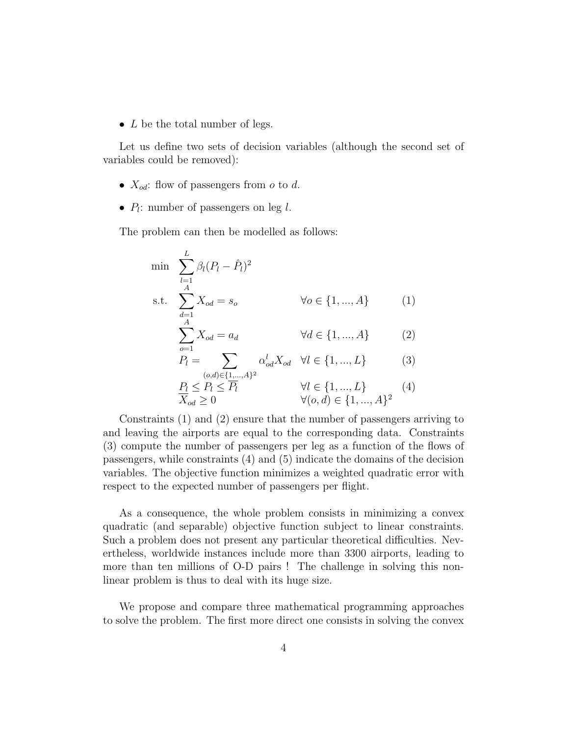- $L$ be the total number of legs.

Let us define two sets of decision variables (although the second set of variables could be removed):

- $X_{od}$: flow of passengers from $o$ to $d$.
- $P_l$: number of passengers on leg $l$.

The problem can then be modelled as follows:

$$
\begin{aligned}
\min \quad & \sum_{l=1}^{L} \beta_l (P_l - \hat{P}_l)^2 & & \\
\text{s.t.} \quad & \sum_{d=1}^{A} X_{od} = s_o & \forall o \in \{1, ..., A\} \qquad & (1) \\
& \sum_{o=1}^{A} X_{od} = a_d & \forall d \in \{1, ..., A\} \qquad & (2) \\
& P_l = \sum_{(o,d) \in \{1,...,A\}^2} \alpha_{od}^l X_{od} & \forall l \in \{1, ..., L\} \qquad & (3) \\
& \underline{P_l} \leq P_l \leq \overline{P_l} & \forall l \in \{1, ..., L\} \qquad & (4) \\
& X_{od} \geq 0 & \forall (o,d) \in \{1, ..., A\}^2 \qquad &
\end{aligned}
$$

Constraints (1) and (2) ensure that the number of passengers arriving to and leaving the airports are equal to the corresponding data. Constraints (3) compute the number of passengers per leg as a function of the flows of passengers, while constraints (4) and (5) indicate the domains of the decision variables. The objective function minimizes a weighted quadratic error with respect to the expected number of passengers per flight.

As a consequence, the whole problem consists in minimizing a convex quadratic (and separable) objective function subject to linear constraints. Such a problem does not present any particular theoretical difficulties. Nevertheless, worldwide instances include more than 3300 airports, leading to more than ten millions of O-D pairs ! The challenge in solving this nonlinear problem is thus to deal with its huge size.

We propose and compare three mathematical programming approaches to solve the problem. The first more direct one consists in solving the convex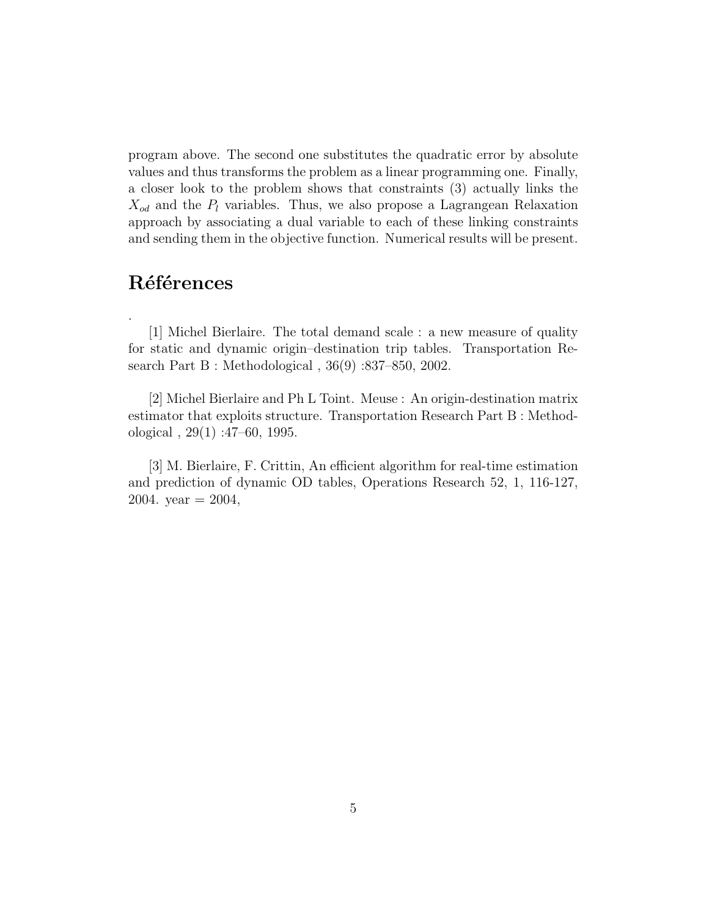program above. The second one substitutes the quadratic error by absolute values and thus transforms the problem as a linear programming one. Finally, a closer look to the problem shows that constraints (3) actually links the $X_{od}$ and the $P_l$ variables. Thus, we also propose a Lagrangean Relaxation approach by associating a dual variable to each of these linking constraints and sending them in the objective function. Numerical results will be present.

## Références

.

[1] Michel Bierlaire. The total demand scale : a new measure of quality for static and dynamic origin–destination trip tables. Transportation Research Part B : Methodological , 36(9) :837–850, 2002.

[2] Michel Bierlaire and Ph L Toint. Meuse : An origin-destination matrix estimator that exploits structure. Transportation Research Part B : Methodological , 29(1) :47–60, 1995.

[3] M. Bierlaire, F. Crittin, An efficient algorithm for real-time estimation and prediction of dynamic OD tables, Operations Research 52, 1, 116-127, 2004. year = 2004,